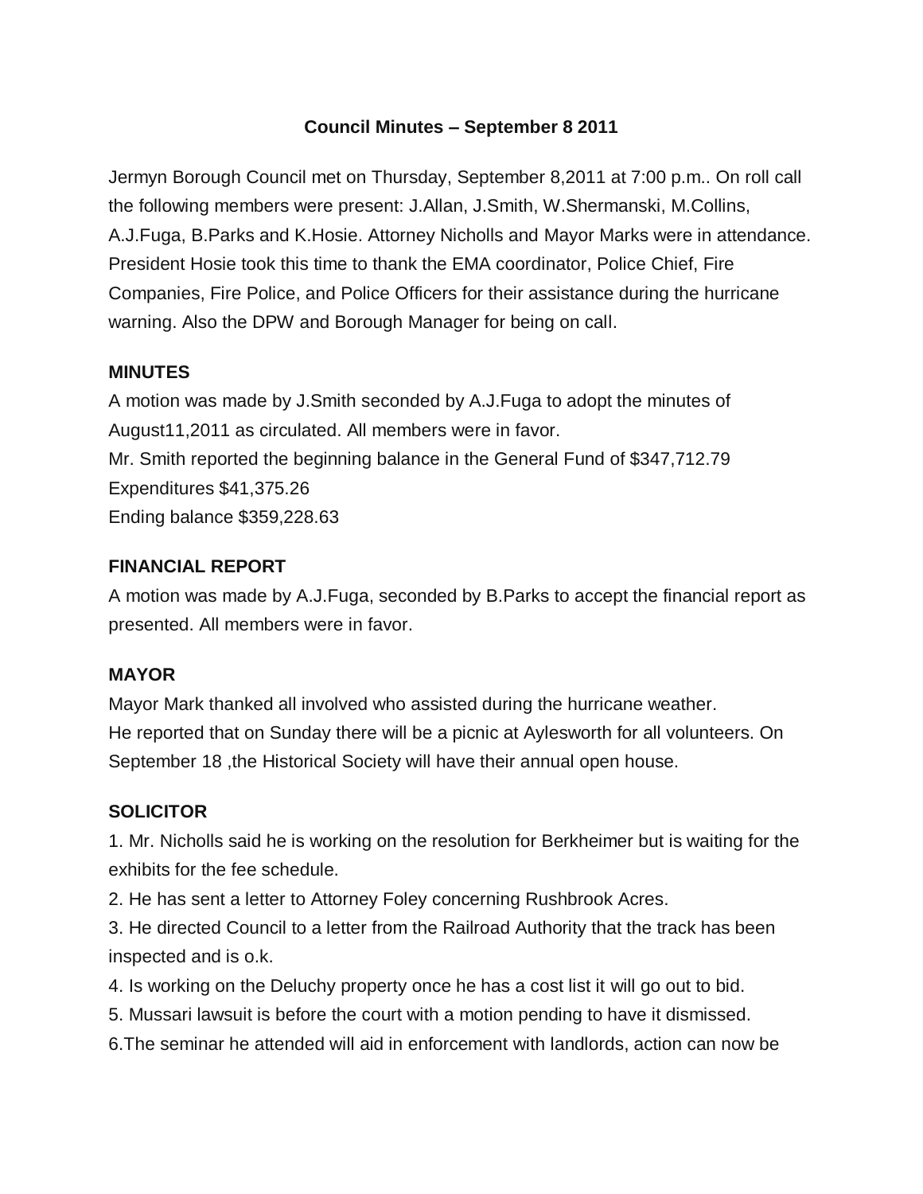# Council Minutes – September 8 2011

Jermyn Borough Council met on Thursday, September 8,2011 at 7:00 p.m.. On roll call the following members were present: J.Allan, J.Smith, W.Shermanski, M.Collins, A.J.Fuga, B.Parks and K.Hosie. Attorney Nicholls and Mayor Marks were in attendance. President Hosie took this time to thank the EMA coordinator, Police Chief, Fire Companies, Fire Police, and Police Officers for their assistance during the hurricane warning. Also the DPW and Borough Manager for being on call.

## MINUTES

A motion was made by J.Smith seconded by A.J.Fuga to adopt the minutes of August11,2011 as circulated. All members were in favor.
Mr. Smith reported the beginning balance in the General Fund of $347,712.79
Expenditures $41,375.26
Ending balance $359,228.63

## FINANCIAL REPORT

A motion was made by A.J.Fuga, seconded by B.Parks to accept the financial report as presented. All members were in favor.

## MAYOR

Mayor Mark thanked all involved who assisted during the hurricane weather.
He reported that on Sunday there will be a picnic at Aylesworth for all volunteers. On September 18 ,the Historical Society will have their annual open house.

## SOLICITOR

1. Mr. Nicholls said he is working on the resolution for Berkheimer but is waiting for the exhibits for the fee schedule.
2. He has sent a letter to Attorney Foley concerning Rushbrook Acres.
3. He directed Council to a letter from the Railroad Authority that the track has been inspected and is o.k.
4. Is working on the Deluchy property once he has a cost list it will go out to bid.
5. Mussari lawsuit is before the court with a motion pending to have it dismissed.
6.The seminar he attended will aid in enforcement with landlords, action can now be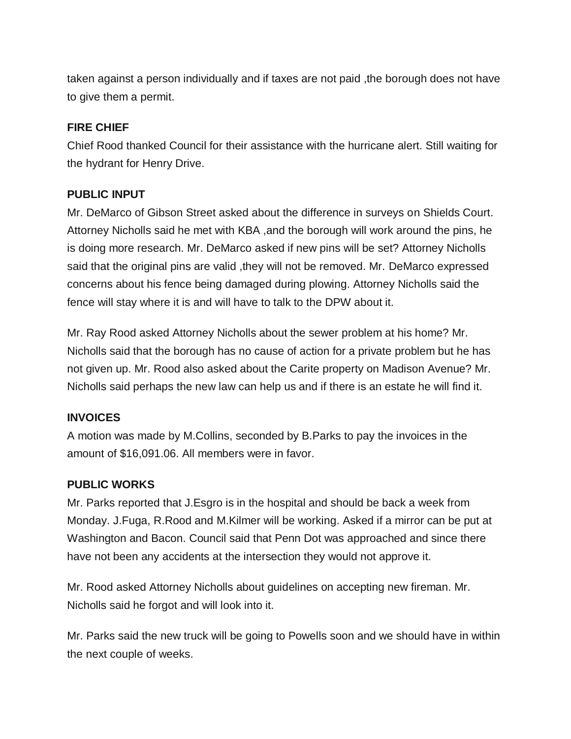taken against a person individually and if taxes are not paid ,the borough does not have to give them a permit.

**FIRE CHIEF**

Chief Rood thanked Council for their assistance with the hurricane alert. Still waiting for the hydrant for Henry Drive.

**PUBLIC INPUT**

Mr. DeMarco of Gibson Street asked about the difference in surveys on Shields Court. Attorney Nicholls said he met with KBA ,and the borough will work around the pins, he is doing more research. Mr. DeMarco asked if new pins will be set? Attorney Nicholls said that the original pins are valid ,they will not be removed. Mr. DeMarco expressed concerns about his fence being damaged during plowing. Attorney Nicholls said the fence will stay where it is and will have to talk to the DPW about it.

Mr. Ray Rood asked Attorney Nicholls about the sewer problem at his home? Mr. Nicholls said that the borough has no cause of action for a private problem but he has not given up. Mr. Rood also asked about the Carite property on Madison Avenue? Mr. Nicholls said perhaps the new law can help us and if there is an estate he will find it.

**INVOICES**

A motion was made by M.Collins, seconded by B.Parks to pay the invoices in the amount of $16,091.06. All members were in favor.

**PUBLIC WORKS**

Mr. Parks reported that J.Esgro is in the hospital and should be back a week from Monday. J.Fuga, R.Rood and M.Kilmer will be working. Asked if a mirror can be put at Washington and Bacon. Council said that Penn Dot was approached and since there have not been any accidents at the intersection they would not approve it.

Mr. Rood asked Attorney Nicholls about guidelines on accepting new fireman. Mr. Nicholls said he forgot and will look into it.

Mr. Parks said the new truck will be going to Powells soon and we should have in within the next couple of weeks.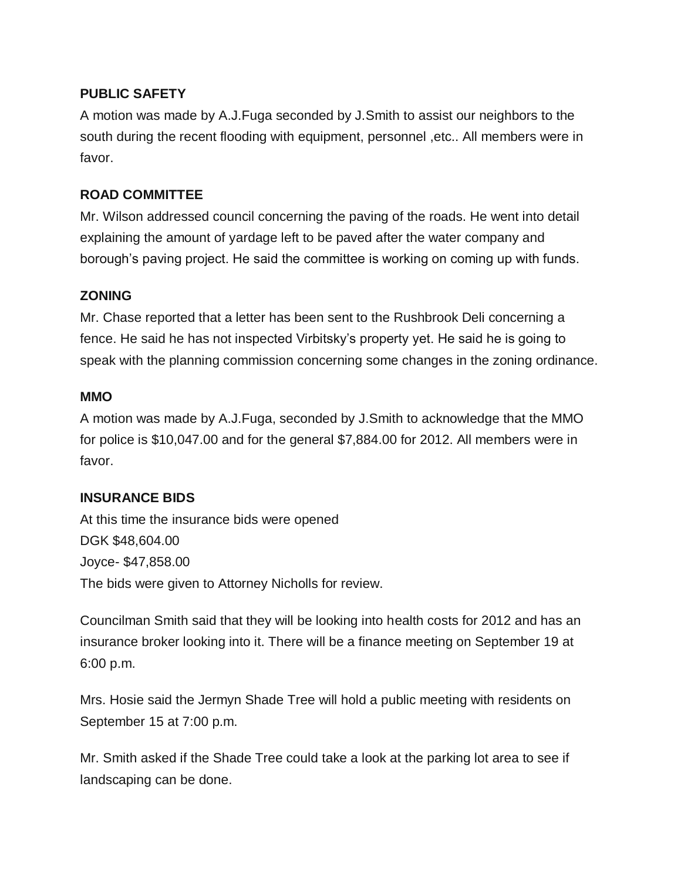**PUBLIC SAFETY**

A motion was made by A.J.Fuga seconded by J.Smith to assist our neighbors to the south during the recent flooding with equipment, personnel ,etc.. All members were in favor.

**ROAD COMMITTEE**

Mr. Wilson addressed council concerning the paving of the roads. He went into detail explaining the amount of yardage left to be paved after the water company and borough's paving project. He said the committee is working on coming up with funds.

**ZONING**

Mr. Chase reported that a letter has been sent to the Rushbrook Deli concerning a fence. He said he has not inspected Virbitsky's property yet. He said he is going to speak with the planning commission concerning some changes in the zoning ordinance.

**MMO**

A motion was made by A.J.Fuga, seconded by J.Smith to acknowledge that the MMO for police is $10,047.00 and for the general $7,884.00 for 2012. All members were in favor.

**INSURANCE BIDS**

At this time the insurance bids were opened
DGK $48,604.00
Joyce- $47,858.00
The bids were given to Attorney Nicholls for review.

Councilman Smith said that they will be looking into health costs for 2012 and has an insurance broker looking into it. There will be a finance meeting on September 19 at 6:00 p.m.

Mrs. Hosie said the Jermyn Shade Tree will hold a public meeting with residents on September 15 at 7:00 p.m.

Mr. Smith asked if the Shade Tree could take a look at the parking lot area to see if landscaping can be done.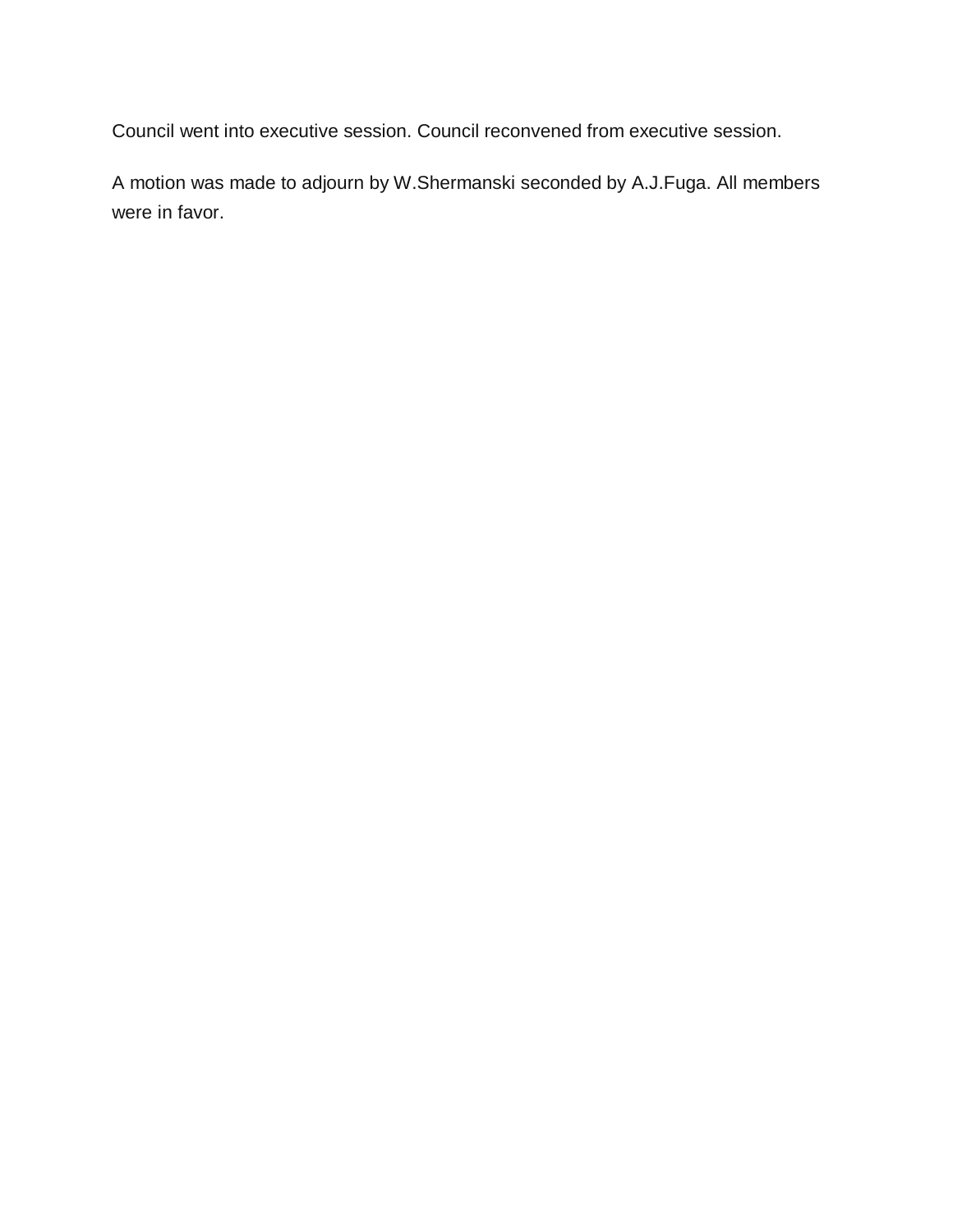Council went into executive session. Council reconvened from executive session.

A motion was made to adjourn by W.Shermanski seconded by A.J.Fuga. All members were in favor.